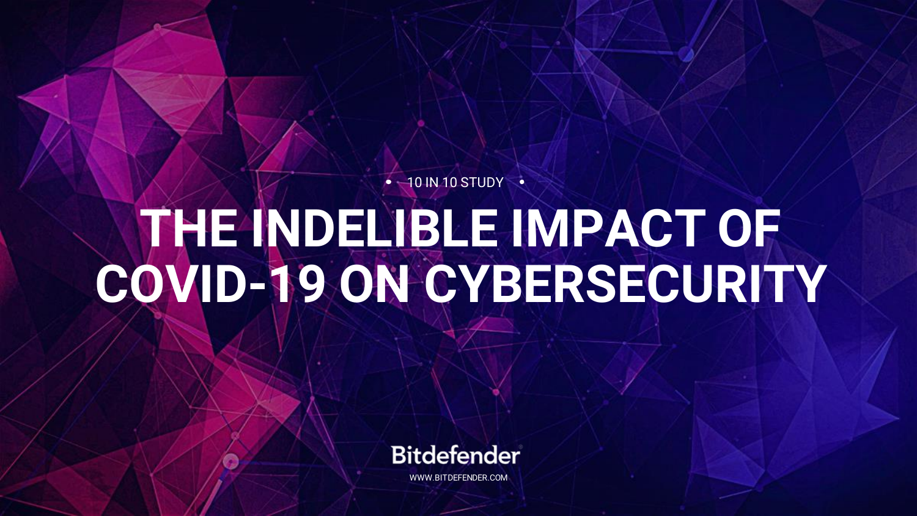• 10 IN 10 STUDY •

# THE INDELIBLE IMPACT OF COVID-19 ON CYBERSECURITY

Bitdefender

WWW.BITDEFENDER.COM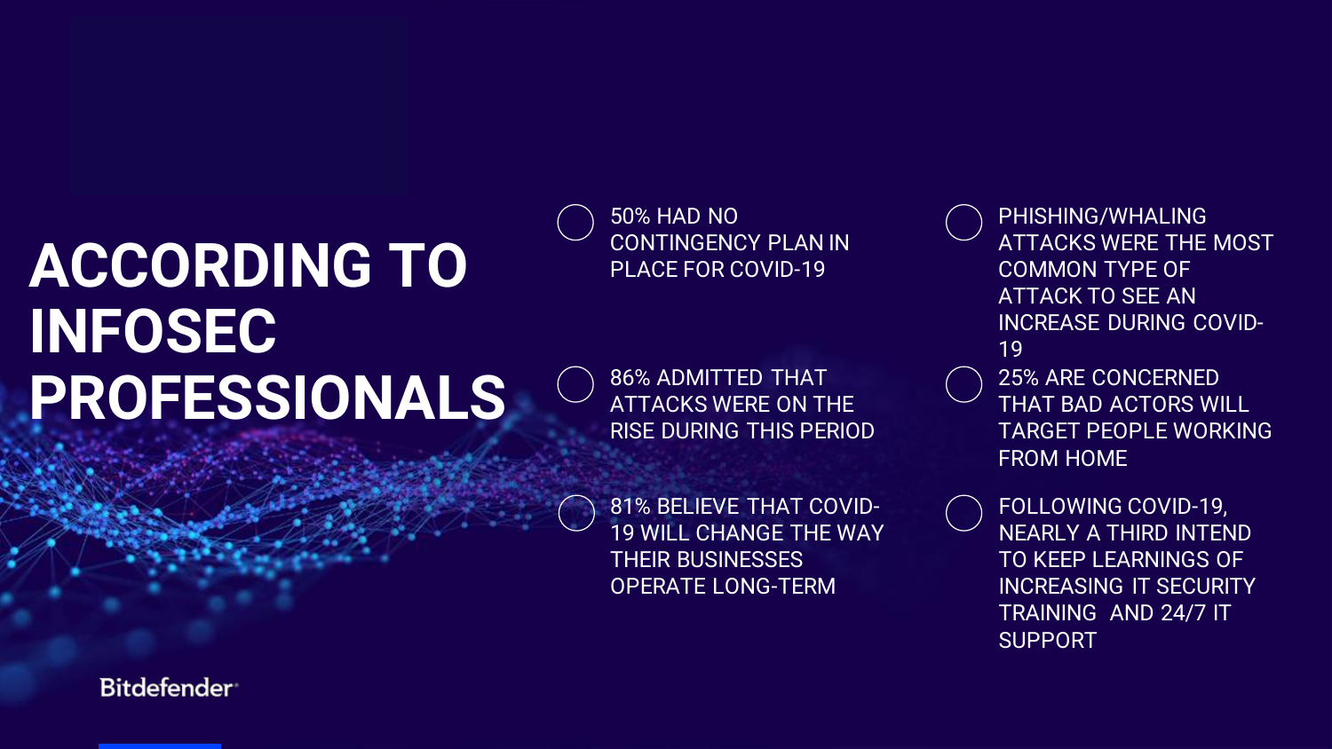# ACCORDING TO INFOSEC PROFESSIONALS

- 50% HAD NO CONTINGENCY PLAN IN PLACE FOR COVID-19
- 86% ADMITTED THAT ATTACKS WERE ON THE RISE DURING THIS PERIOD
- 81% BELIEVE THAT COVID-19 WILL CHANGE THE WAY THEIR BUSINESSES OPERATE LONG-TERM
- PHISHING/WHALING ATTACKS WERE THE MOST COMMON TYPE OF ATTACK TO SEE AN INCREASE DURING COVID-19
- 25% ARE CONCERNED THAT BAD ACTORS WILL TARGET PEOPLE WORKING FROM HOME
- FOLLOWING COVID-19, NEARLY A THIRD INTEND TO KEEP LEARNINGS OF INCREASING IT SECURITY TRAINING AND 24/7 IT SUPPORT

Bitdefender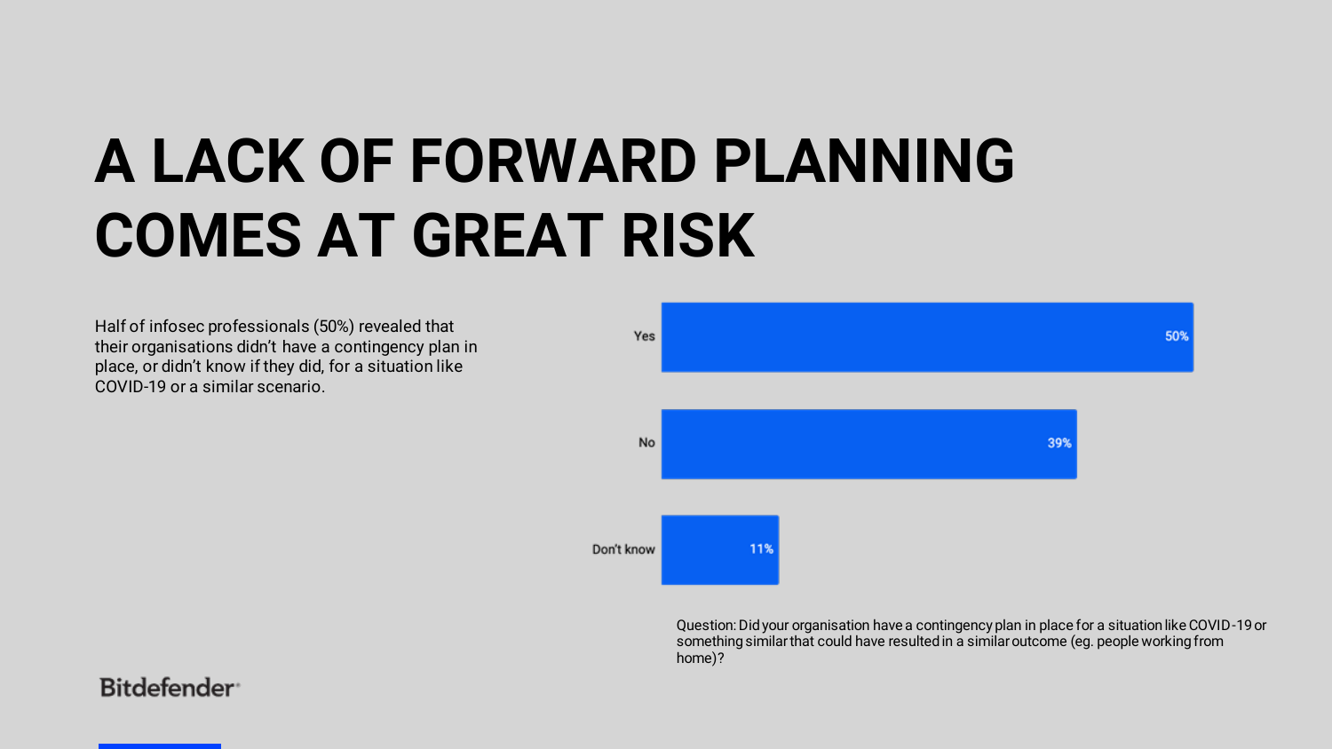# A LACK OF FORWARD PLANNING COMES AT GREAT RISK

Half of infosec professionals (50%) revealed that their organisations didn't have a contingency plan in place, or didn't know if they did, for a situation like COVID-19 or a similar scenario.

Yes
50%
No
39%
Don't know
11%

Question: Did your organisation have a contingency plan in place for a situation like COVID-19 or something similar that could have resulted in a similar outcome (eg. people working from home)?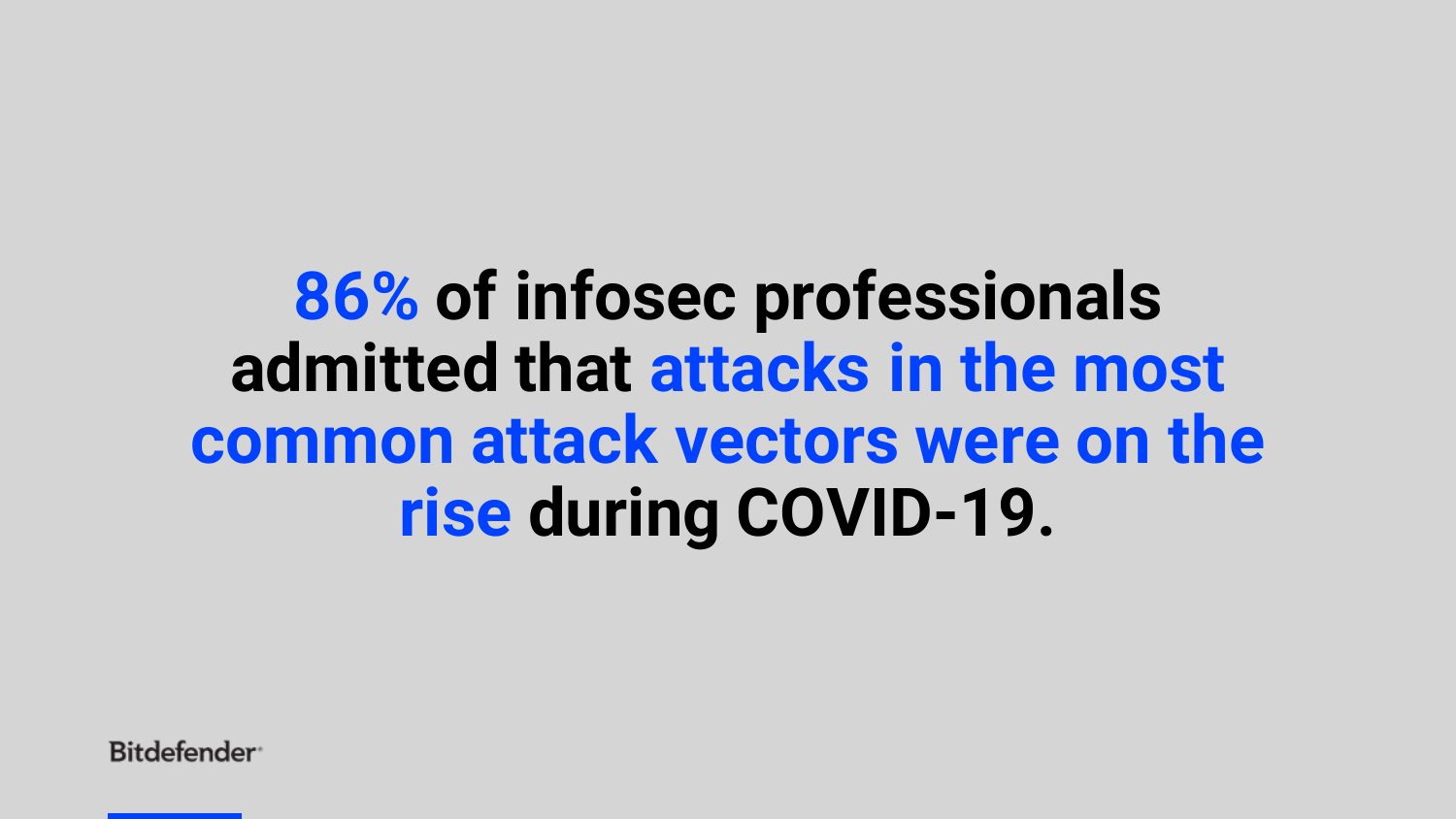**86% of infosec professionals admitted that attacks in the most common attack vectors were on the rise during COVID-19.**

Bitdefender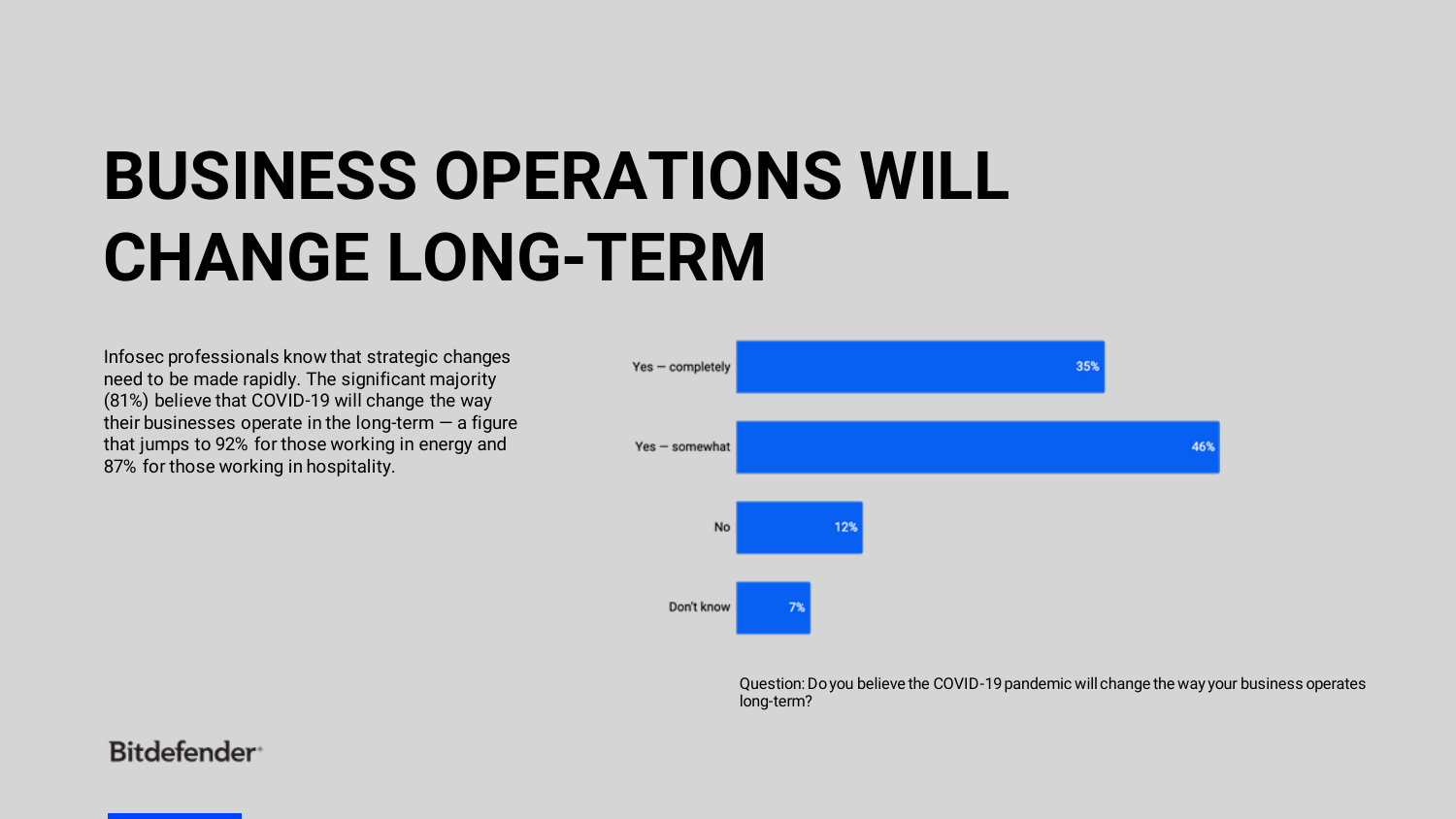# BUSINESS OPERATIONS WILL CHANGE LONG-TERM

Infosec professionals know that strategic changes need to be made rapidly. The significant majority (81%) believe that COVID-19 will change the way their businesses operate in the long-term — a figure that jumps to 92% for those working in energy and 87% for those working in hospitality.

Yes — completely 35%

Yes — somewhat 46%

No 12%

Don't know 7%

Question: Do you believe the COVID-19 pandemic will change the way your business operates long-term?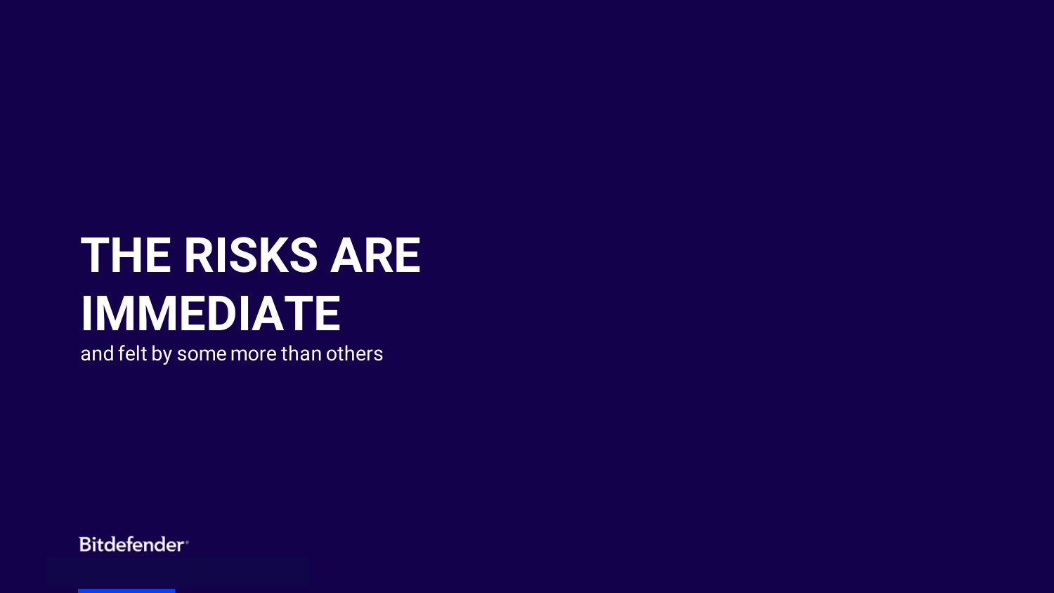# THE RISKS ARE IMMEDIATE

and felt by some more than others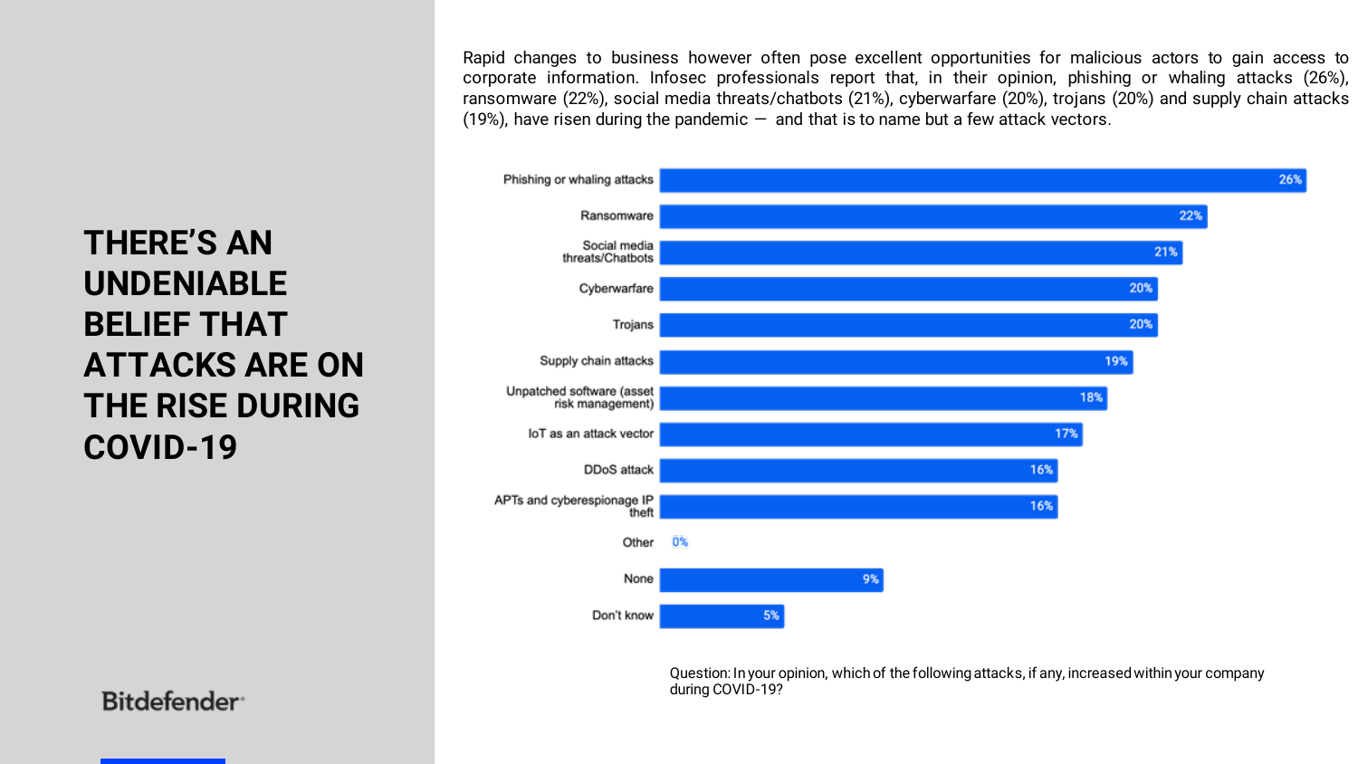# THERE'S AN UNDENIABLE BELIEF THAT ATTACKS ARE ON THE RISE DURING COVID-19

Rapid changes to business however often pose excellent opportunities for malicious actors to gain access to corporate information. Infosec professionals report that, in their opinion, phishing or whaling attacks (26%), ransomware (22%), social media threats/chatbots (21%), cyberwarfare (20%), trojans (20%) and supply chain attacks (19%), have risen during the pandemic — and that is to name but a few attack vectors.

Phishing or whaling attacks 26%
Ransomware 22%
Social media threats/Chatbots 21%
Cyberwarfare 20%
Trojans 20%
Supply chain attacks 19%
Unpatched software (asset risk management) 18%
IoT as an attack vector 17%
DDoS attack 16%
APTs and cyberespionage IP theft 16%
Other 0%
None 9%
Don't know 5%

Question: In your opinion, which of the following attacks, if any, increased within your company during COVID-19?

Bitdefender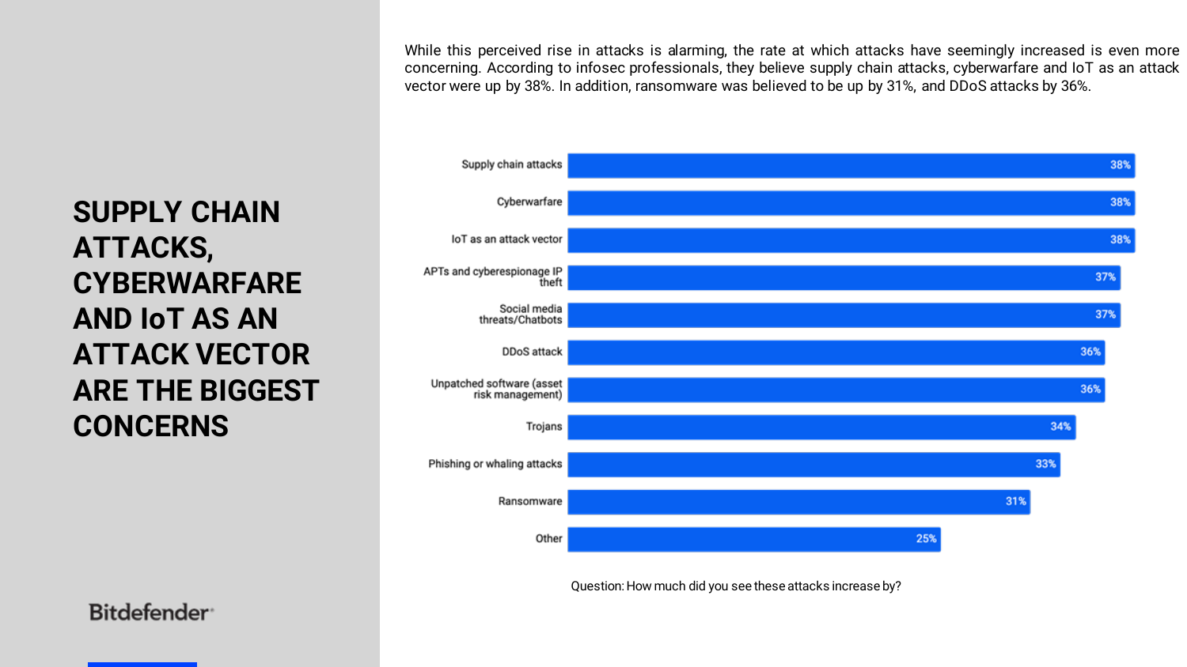# SUPPLY CHAIN ATTACKS, CYBERWARFARE AND IoT AS AN ATTACK VECTOR ARE THE BIGGEST CONCERNS

While this perceived rise in attacks is alarming, the rate at which attacks have seemingly increased is even more concerning. According to infosec professionals, they believe supply chain attacks, cyberwarfare and IoT as an attack vector were up by 38%. In addition, ransomware was believed to be up by 31%, and DDoS attacks by 36%.

Supply chain attacks 38%
Cyberwarfare 38%
IoT as an attack vector 38%
APTs and cyberespionage IP theft 37%
Social media threats/Chatbots 37%
DDoS attack 36%
Unpatched software (asset risk management) 36%
Trojans 34%
Phishing or whaling attacks 33%
Ransomware 31%
Other 25%

Question: How much did you see these attacks increase by?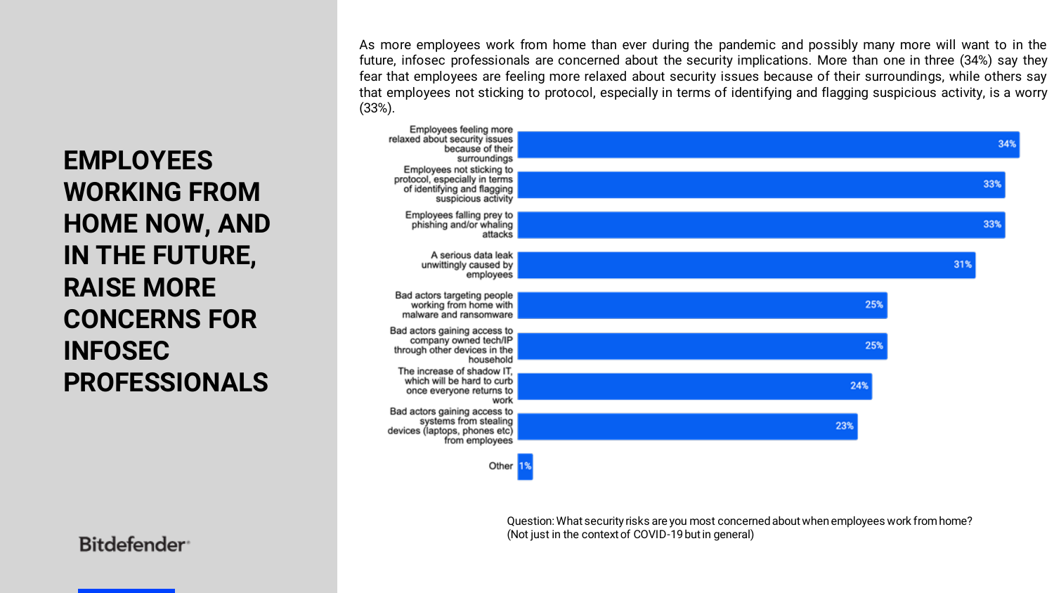# EMPLOYEES WORKING FROM HOME NOW, AND IN THE FUTURE, RAISE MORE CONCERNS FOR INFOSEC PROFESSIONALS

As more employees work from home than ever during the pandemic and possibly many more will want to in the future, infosec professionals are concerned about the security implications. More than one in three (34%) say they fear that employees are feeling more relaxed about security issues because of their surroundings, while others say that employees not sticking to protocol, especially in terms of identifying and flagging suspicious activity, is a worry (33%).

Employees feeling more relaxed about security issues because of their surroundings 34%

Employees not sticking to protocol, especially in terms of identifying and flagging suspicious activity 33%

Employees falling prey to phishing and/or whaling attacks 33%

A serious data leak unwittingly caused by employees 31%

Bad actors targeting people working from home with malware and ransomware 25%

Bad actors gaining access to company owned tech/IP through other devices in the household 25%

The increase of shadow IT, which will be hard to curb once everyone returns to work 24%

Bad actors gaining access to systems from stealing devices (laptops, phones etc) from employees 23%

Other 1%

Question: What security risks are you most concerned about when employees work from home? (Not just in the context of COVID-19 but in general)

Bitdefender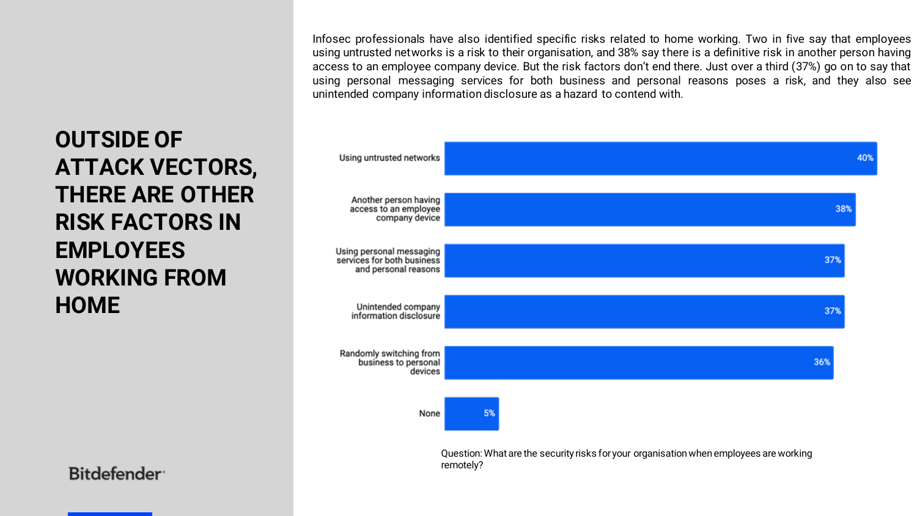# OUTSIDE OF ATTACK VECTORS, THERE ARE OTHER RISK FACTORS IN EMPLOYEES WORKING FROM HOME

Infosec professionals have also identified specific risks related to home working. Two in five say that employees using untrusted networks is a risk to their organisation, and 38% say there is a definitive risk in another person having access to an employee company device. But the risk factors don't end there. Just over a third (37%) go on to say that using personal messaging services for both business and personal reasons poses a risk, and they also see unintended company information disclosure as a hazard to contend with.

Using untrusted networks 40%

Another person having access to an employee company device 38%

Using personal messaging services for both business and personal reasons 37%

Unintended company information disclosure 37%

Randomly switching from business to personal devices 36%

None 5%

Question: What are the security risks for your organisation when employees are working remotely?

Bitdefender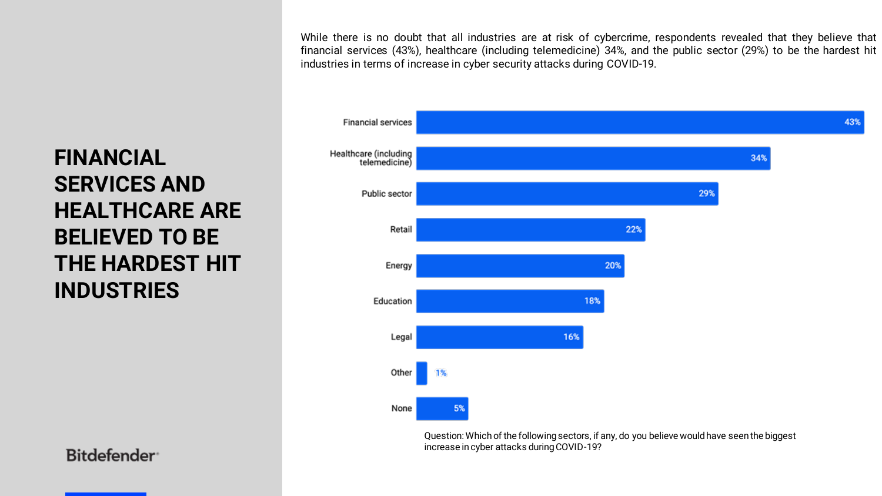# FINANCIAL SERVICES AND HEALTHCARE ARE BELIEVED TO BE THE HARDEST HIT INDUSTRIES

While there is no doubt that all industries are at risk of cybercrime, respondents revealed that they believe that financial services (43%), healthcare (including telemedicine) 34%, and the public sector (29%) to be the hardest hit industries in terms of increase in cyber security attacks during COVID-19.

Financial services 43%
Healthcare (including telemedicine) 34%
Public sector 29%
Retail 22%
Energy 20%
Education 18%
Legal 16%
Other 1%
None 5%

Question: Which of the following sectors, if any, do you believe would have seen the biggest increase in cyber attacks during COVID-19?

Bitdefender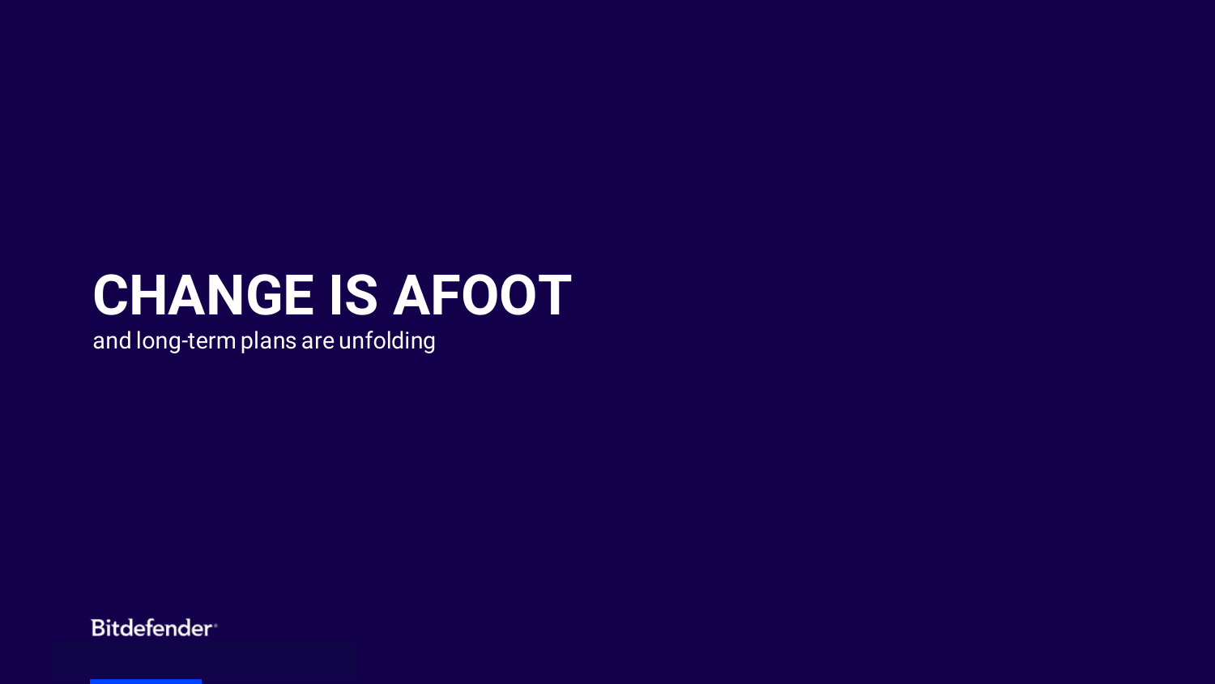# CHANGE IS AFOOT

and long-term plans are unfolding

Bitdefender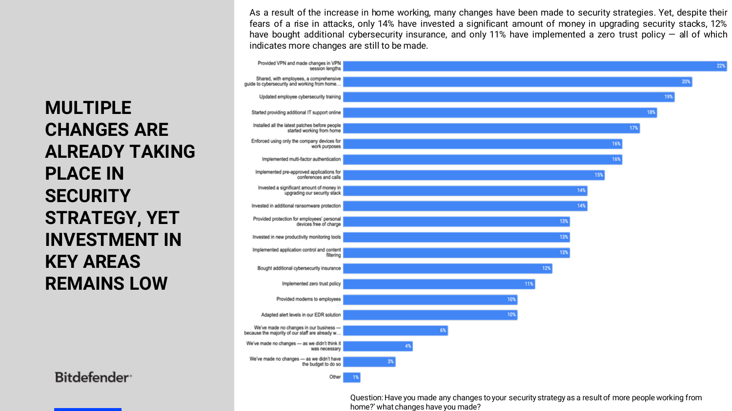# MULTIPLE CHANGES ARE ALREADY TAKING PLACE IN SECURITY STRATEGY, YET INVESTMENT IN KEY AREAS REMAINS LOW

As a result of the increase in home working, many changes have been made to security strategies. Yet, despite their fears of a rise in attacks, only 14% have invested a significant amount of money in upgrading security stacks, 12% have bought additional cybersecurity insurance, and only 11% have implemented a zero trust policy — all of which indicates more changes are still to be made.

Provided VPN and made changes in VPN session lengths 22%
Shared, with employees, a comprehensive guide to cybersecurity and working from home… 20%
Updated employee cybersecurity training 19%
Started providing additional IT support online 18%
Installed all the latest patches before people started working from home 17%
Enforced using only the company devices for work purposes 16%
Implemented multi-factor authentication 16%
Implemented pre-approved applications for conferences and calls 15%
Invested a significant amount of money in upgrading our security stack 14%
Invested in additional ransomware protection 14%
Provided protection for employees' personal devices free of charge 13%
Invested in new productivity monitoring tools 13%
Implemented application control and content filtering 13%
Bought additional cybersecurity insurance 12%
Implemented zero trust policy 11%
Provided modems to employees 10%
Adapted alert levels in our EDR solution 10%
We've made no changes in our business — because the majority of our staff are already w… 6%
We've made no changes — as we didn't think it was necessary 4%
We've made no changes — as we didn't have the budget to do so 3%
Other 1%

Question: Have you made any changes to your security strategy as a result of more people working from home?' what changes have you made?

Bitdefender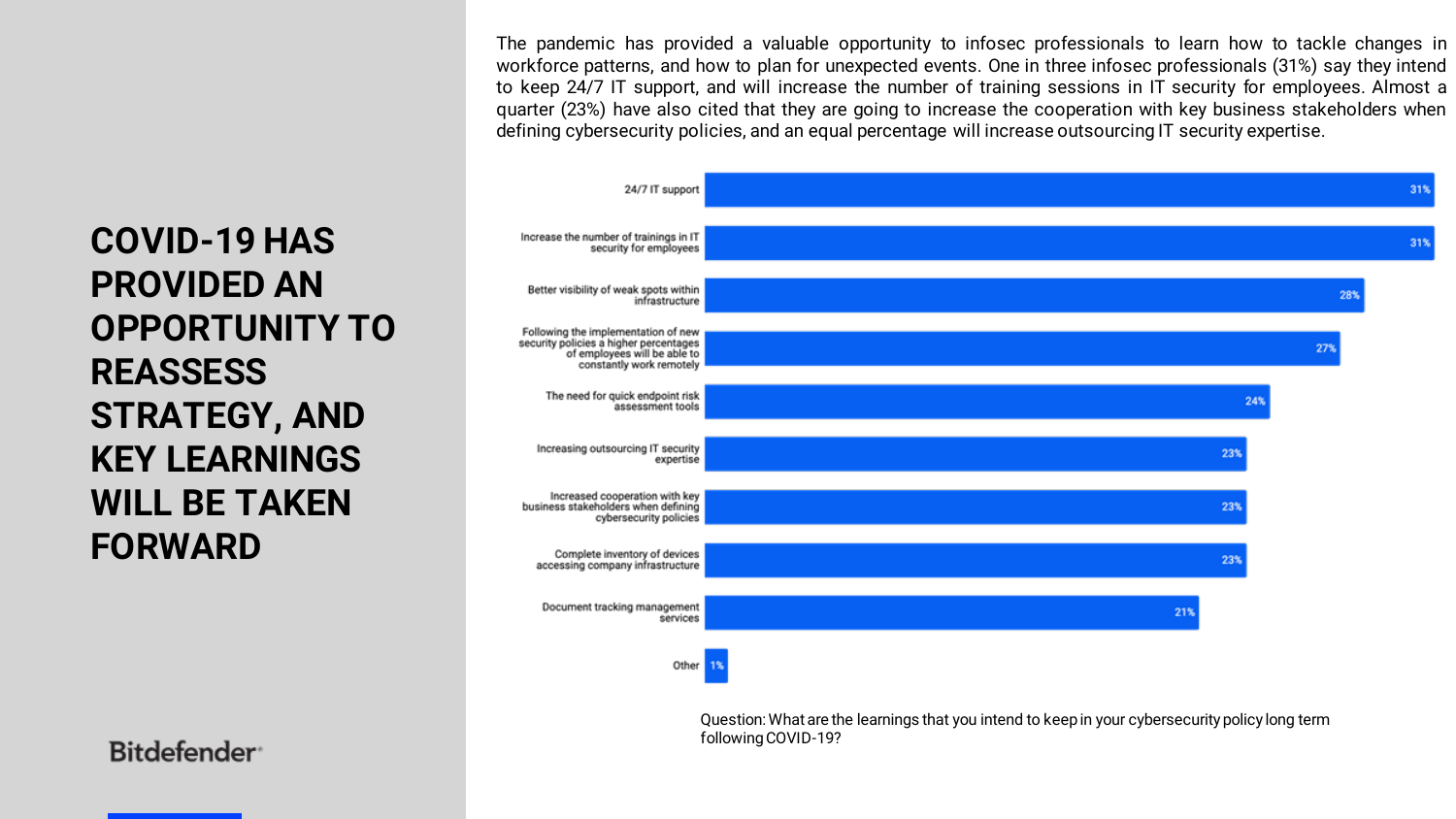# COVID-19 HAS PROVIDED AN OPPORTUNITY TO REASSESS STRATEGY, AND KEY LEARNINGS WILL BE TAKEN FORWARD

The pandemic has provided a valuable opportunity to infosec professionals to learn how to tackle changes in workforce patterns, and how to plan for unexpected events. One in three infosec professionals (31%) say they intend to keep 24/7 IT support, and will increase the number of training sessions in IT security for employees. Almost a quarter (23%) have also cited that they are going to increase the cooperation with key business stakeholders when defining cybersecurity policies, and an equal percentage will increase outsourcing IT security expertise.

24/7 IT support 31%
Increase the number of trainings in IT security for employees 31%
Better visibility of weak spots within infrastructure 28%
Following the implementation of new security policies a higher percentages of employees will be able to constantly work remotely 27%
The need for quick endpoint risk assessment tools 24%
Increasing outsourcing IT security expertise 23%
Increased cooperation with key business stakeholders when defining cybersecurity policies 23%
Complete inventory of devices accessing company infrastructure 23%
Document tracking management services 21%
Other 1%

Question: What are the learnings that you intend to keep in your cybersecurity policy long term following COVID-19?

Bitdefender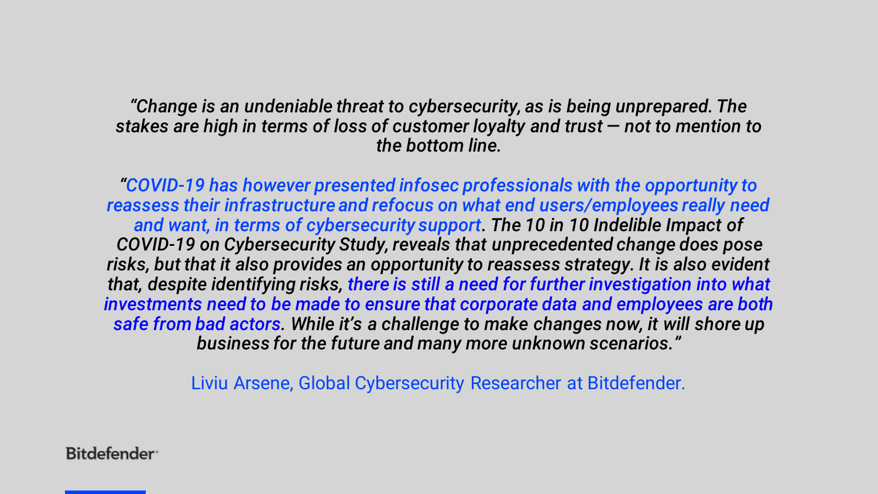*“Change is an undeniable threat to cybersecurity, as is being unprepared. The stakes are high in terms of loss of customer loyalty and trust — not to mention to the bottom line.*

*“COVID-19 has however presented infosec professionals with the opportunity to reassess their infrastructure and refocus on what end users/employees really need and want, in terms of cybersecurity support. The 10 in 10 Indelible Impact of COVID-19 on Cybersecurity Study, reveals that unprecedented change does pose risks, but that it also provides an opportunity to reassess strategy. It is also evident that, despite identifying risks, there is still a need for further investigation into what investments need to be made to ensure that corporate data and employees are both safe from bad actors. While it’s a challenge to make changes now, it will shore up business for the future and many more unknown scenarios.”*

Liviu Arsene, Global Cybersecurity Researcher at Bitdefender.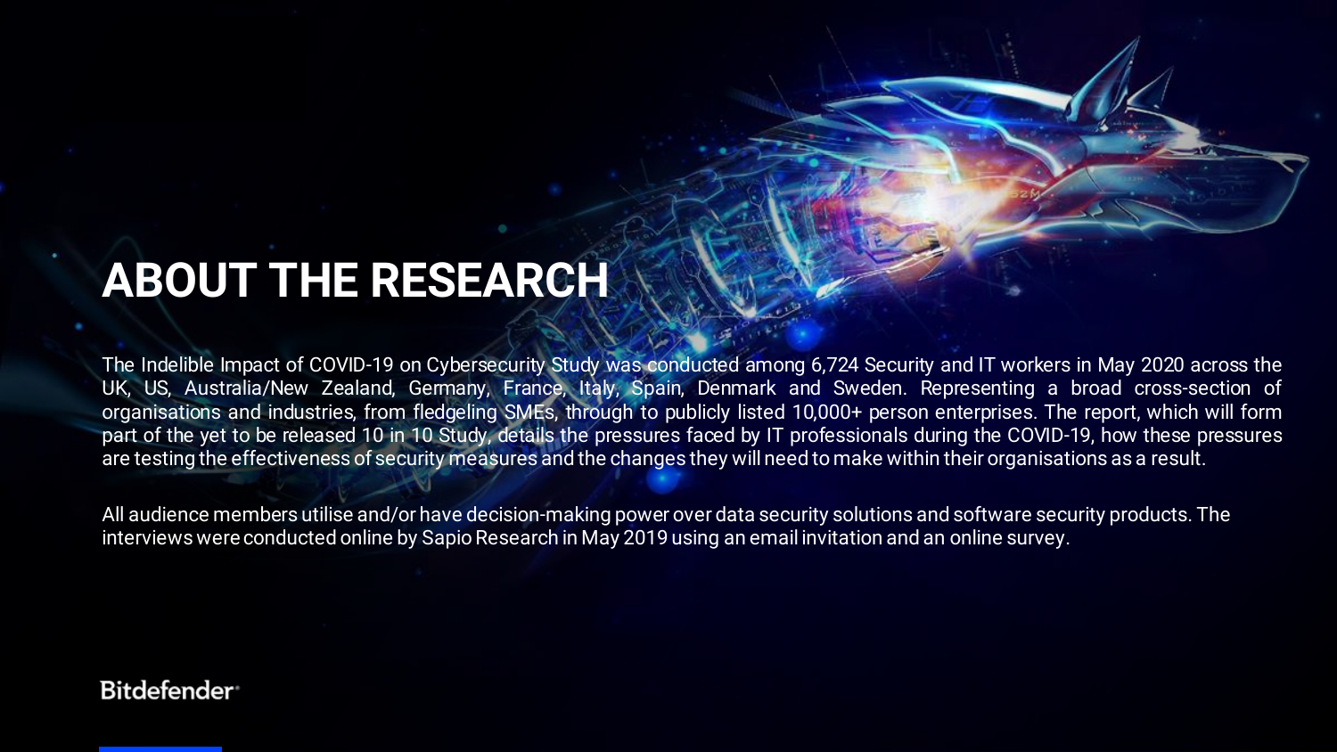# ABOUT THE RESEARCH

The Indelible Impact of COVID-19 on Cybersecurity Study was conducted among 6,724 Security and IT workers in May 2020 across the UK, US, Australia/New Zealand, Germany, France, Italy, Spain, Denmark and Sweden. Representing a broad cross-section of organisations and industries, from fledgeling SMEs, through to publicly listed 10,000+ person enterprises. The report, which will form part of the yet to be released 10 in 10 Study, details the pressures faced by IT professionals during the COVID-19, how these pressures are testing the effectiveness of security measures and the changes they will need to make within their organisations as a result.

All audience members utilise and/or have decision-making power over data security solutions and software security products. The interviews were conducted online by Sapio Research in May 2019 using an email invitation and an online survey.

Bitdefender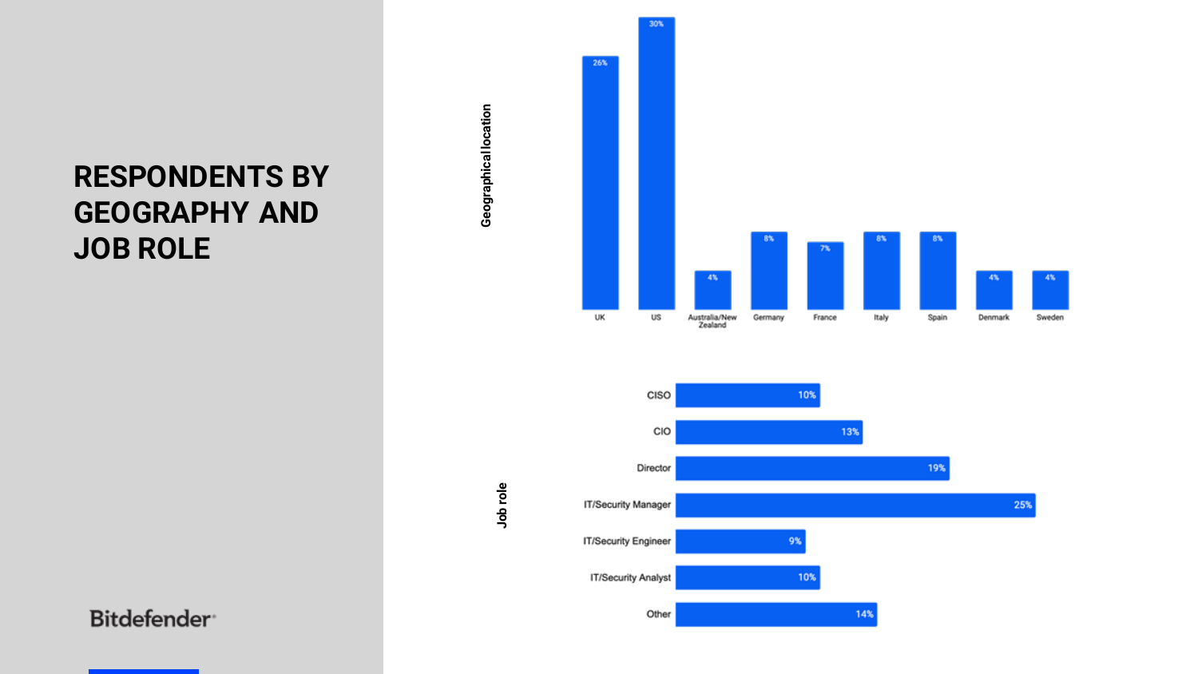# RESPONDENTS BY GEOGRAPHY AND JOB ROLE

Geographical location

26%
30%
4%
8%
7%
8%
8%
4%
4%

UK
US
Australia/New Zealand
Germany
France
Italy
Spain
Denmark
Sweden

Job role

CISO 10%
CIO 13%
Director 19%
IT/Security Manager 25%
IT/Security Engineer 9%
IT/Security Analyst 10%
Other 14%

Bitdefender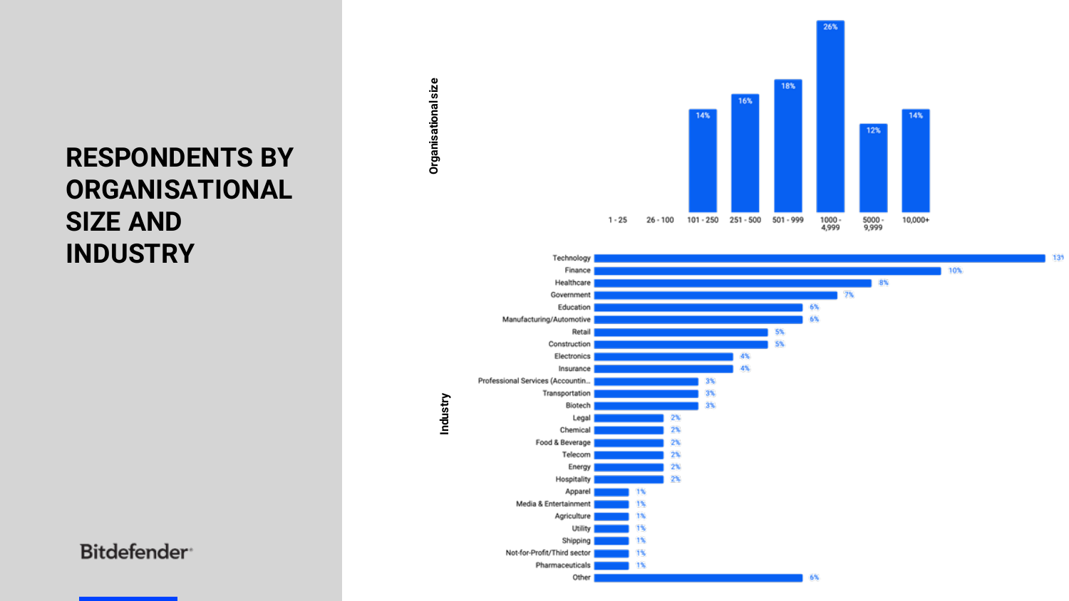# RESPONDENTS BY ORGANISATIONAL SIZE AND INDUSTRY

Organisational size

14%
16%
18%
26%
12%
14%

1 - 25
26 - 100
101 - 250
251 - 500
501 - 999
1000 - 4,999
5000 - 9,999
10,000+

Industry

Technology 13%
Finance 10%
Healthcare 8%
Government 7%
Education 6%
Manufacturing/Automotive 6%
Retail 5%
Construction 5%
Electronics 4%
Insurance 4%
Professional Services (Accountin... 3%
Transportation 3%
Biotech 3%
Legal 2%
Chemical 2%
Food & Beverage 2%
Telecom 2%
Energy 2%
Hospitality 2%
Apparel 1%
Media & Entertainment 1%
Agriculture 1%
Utility 1%
Shipping 1%
Not-for-Profit/Third sector 1%
Pharmaceuticals 1%
Other 6%

Bitdefender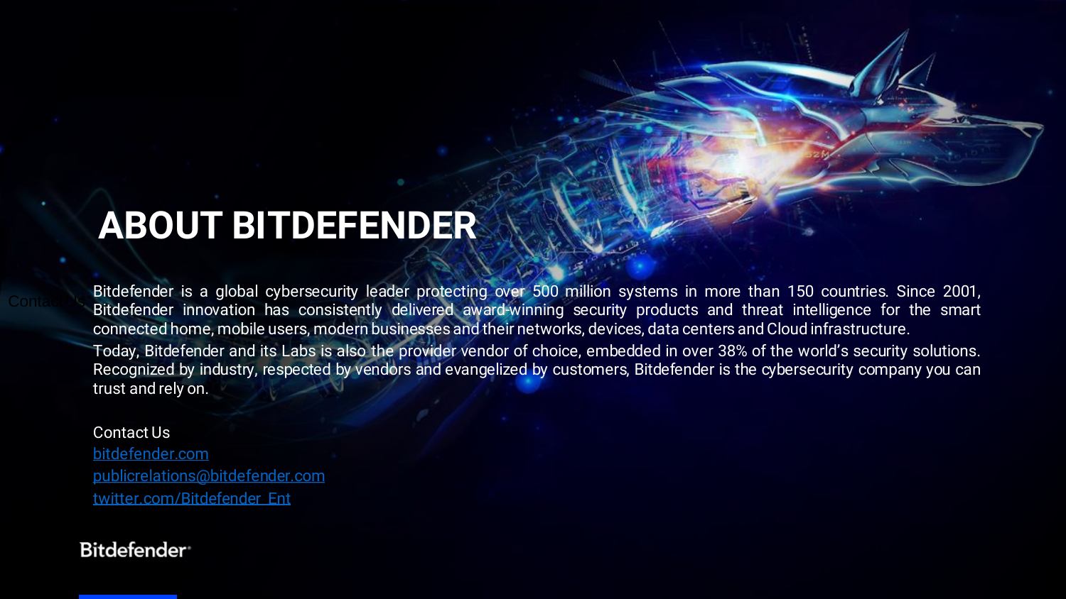# ABOUT BITDEFENDER

Bitdefender is a global cybersecurity leader protecting over 500 million systems in more than 150 countries. Since 2001, Bitdefender innovation has consistently delivered award-winning security products and threat intelligence for the smart connected home, mobile users, modern businesses and their networks, devices, data centers and Cloud infrastructure.

Today, Bitdefender and its Labs is also the provider vendor of choice, embedded in over 38% of the world's security solutions. Recognized by industry, respected by vendors and evangelized by customers, Bitdefender is the cybersecurity company you can trust and rely on.

Contact Us

bitdefender.com

publicrelations@bitdefender.com

twitter.com/Bitdefender_Ent

Bitdefender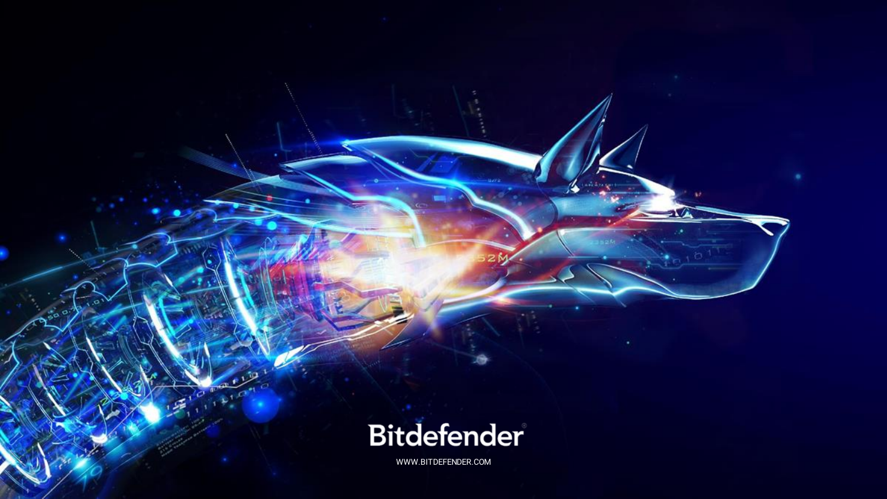Bitdefender

WWW.BITDEFENDER.COM